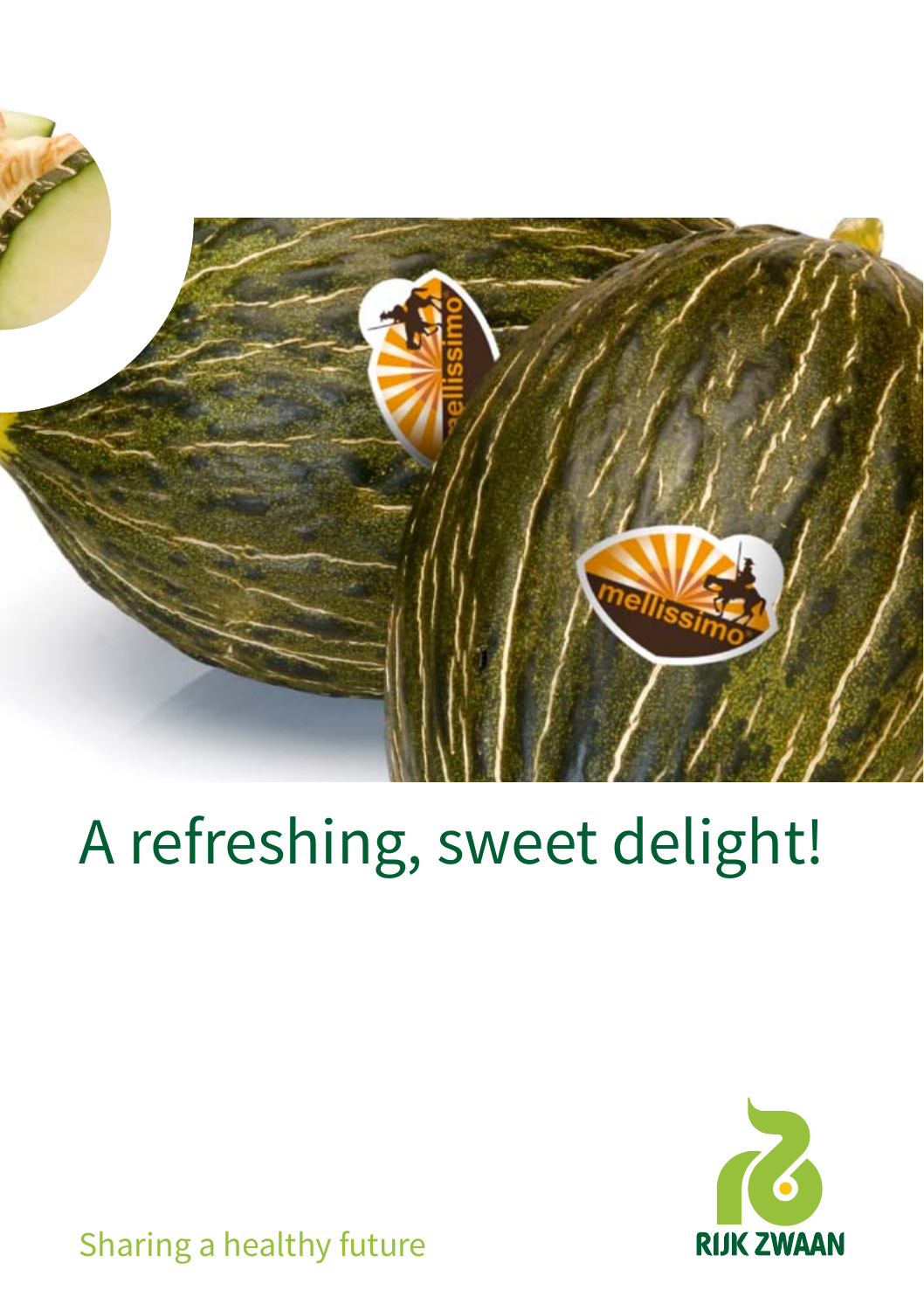# A refreshing, sweet delight!

Sharing a healthy future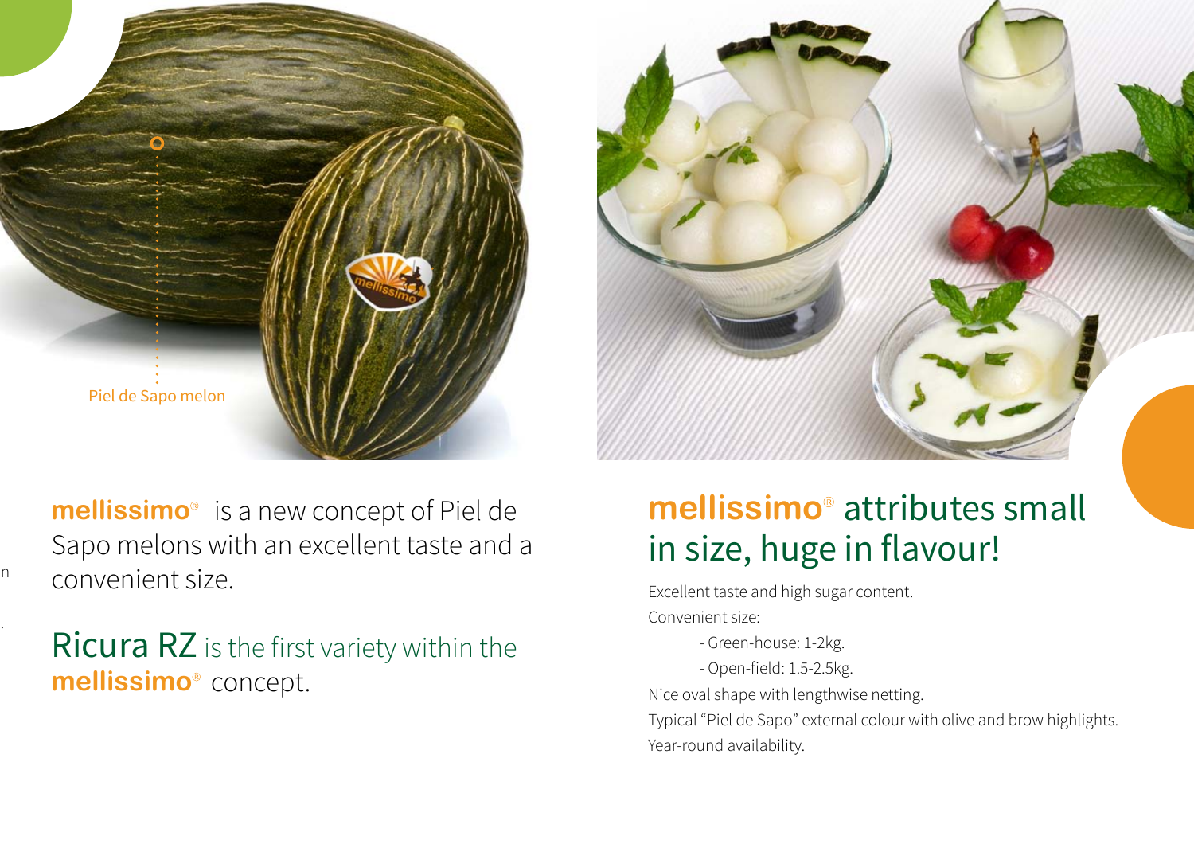Piel de Sapo melon

**mellissimo**® is a new concept of Piel de Sapo melons with an excellent taste and a convenient size.

Ricura RZ is the first variety within the **mellissimo**® concept.

## mellissimo® attributes small in size, huge in flavour!

Excellent taste and high sugar content.

Convenient size:

- Green-house: 1-2kg.
- Open-field: 1.5-2.5kg.

Nice oval shape with lengthwise netting.

Typical “Piel de Sapo” external colour with olive and brow highlights.

Year-round availability.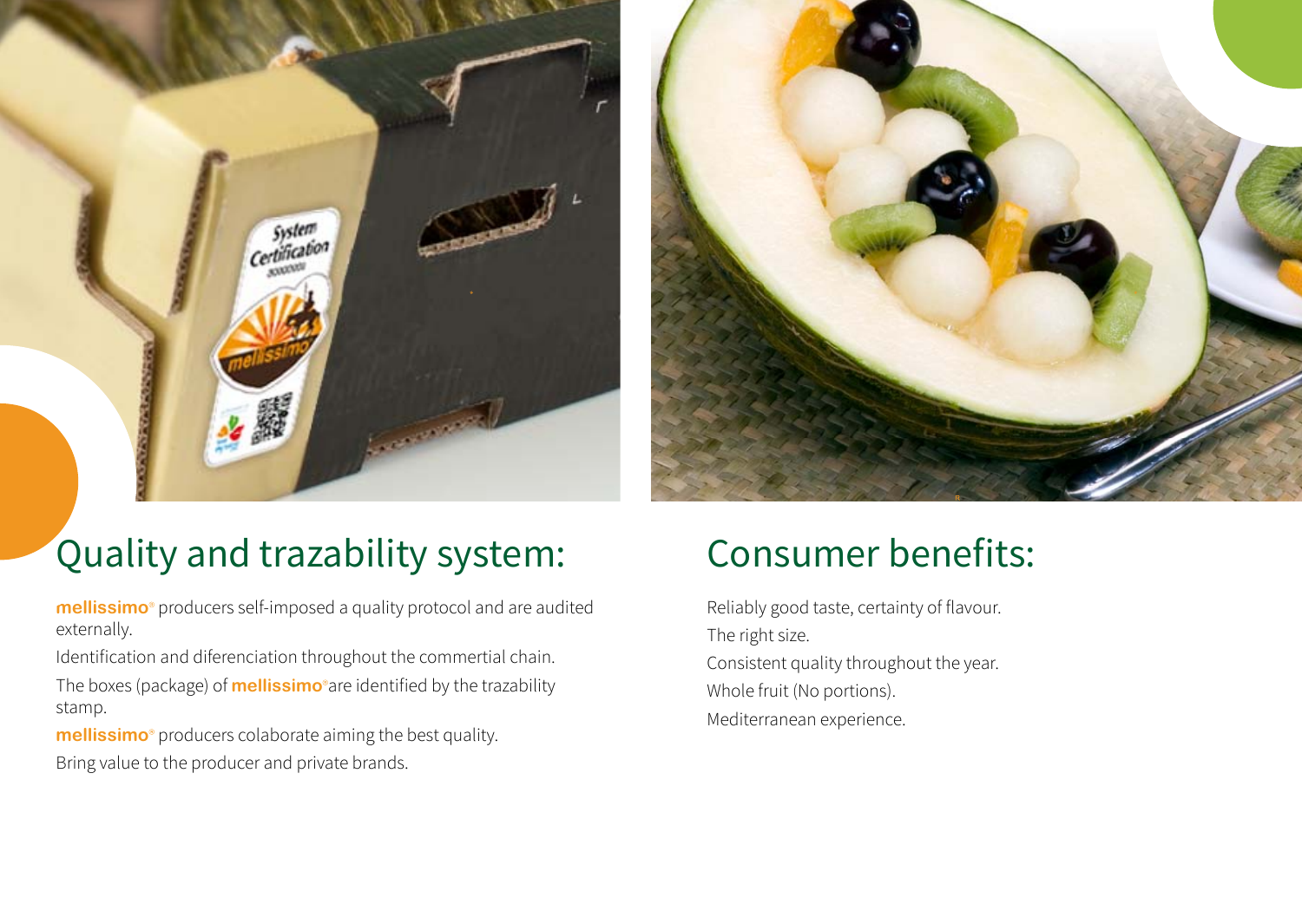## Quality and trazability system:

**mellissimo**® producers self-imposed a quality protocol and are audited externally.

Identification and diferenciation throughout the commertial chain.

The boxes (package) of **mellissimo**®are identified by the trazability stamp.

**mellissimo**® producers colaborate aiming the best quality.

Bring value to the producer and private brands.

## Consumer benefits:

Reliably good taste, certainty of flavour.

The right size.

Consistent quality throughout the year.

Whole fruit (No portions).

Mediterranean experience.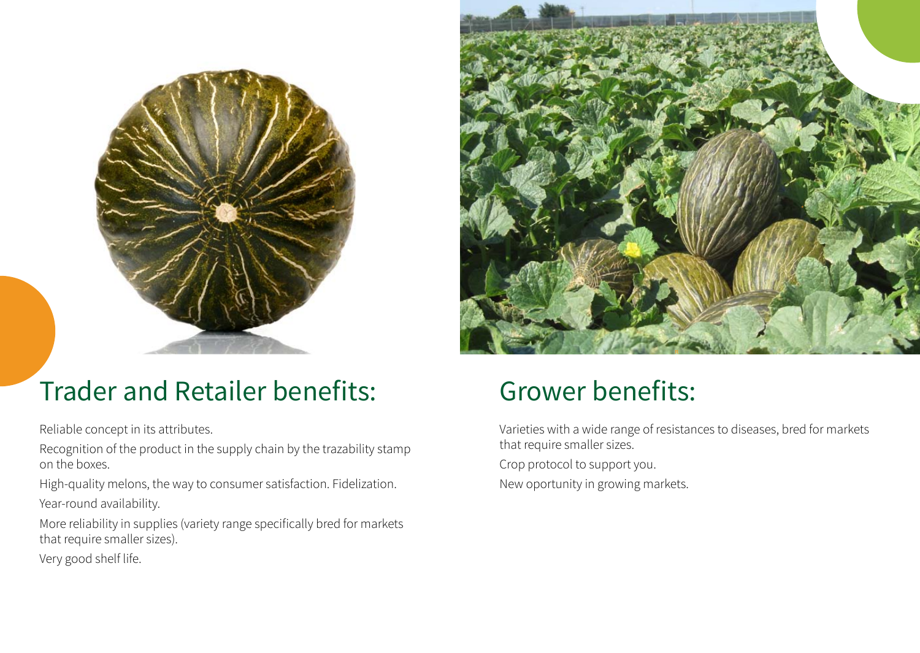## Trader and Retailer benefits:

Reliable concept in its attributes.

Recognition of the product in the supply chain by the trazability stamp on the boxes.

High-quality melons, the way to consumer satisfaction. Fidelization.

Year-round availability.

More reliability in supplies (variety range specifically bred for markets that require smaller sizes).

Very good shelf life.

## Grower benefits:

Varieties with a wide range of resistances to diseases, bred for markets that require smaller sizes.

Crop protocol to support you.

New oportunity in growing markets.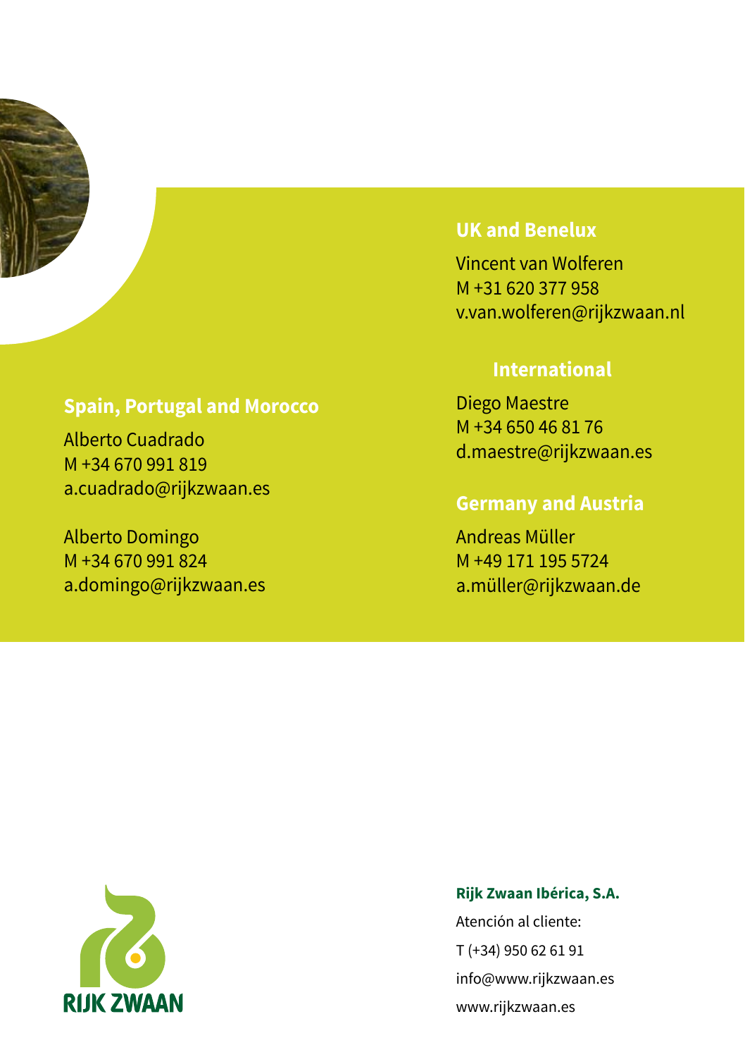## Spain, Portugal and Morocco

Alberto Cuadrado
M +34 670 991 819
a.cuadrado@rijkzwaan.es

Alberto Domingo
M +34 670 991 824
a.domingo@rijkzwaan.es

## UK and Benelux

Vincent van Wolferen
M +31 620 377 958
v.van.wolferen@rijkzwaan.nl

## International

Diego Maestre
M +34 650 46 81 76
d.maestre@rijkzwaan.es

## Germany and Austria

Andreas Müller
M +49 171 195 5724
a.müller@rijkzwaan.de

RIJK ZWAAN

**Rijk Zwaan Ibérica, S.A.**

Atención al cliente:

T (+34) 950 62 61 91

info@www.rijkzwaan.es

www.rijkzwaan.es